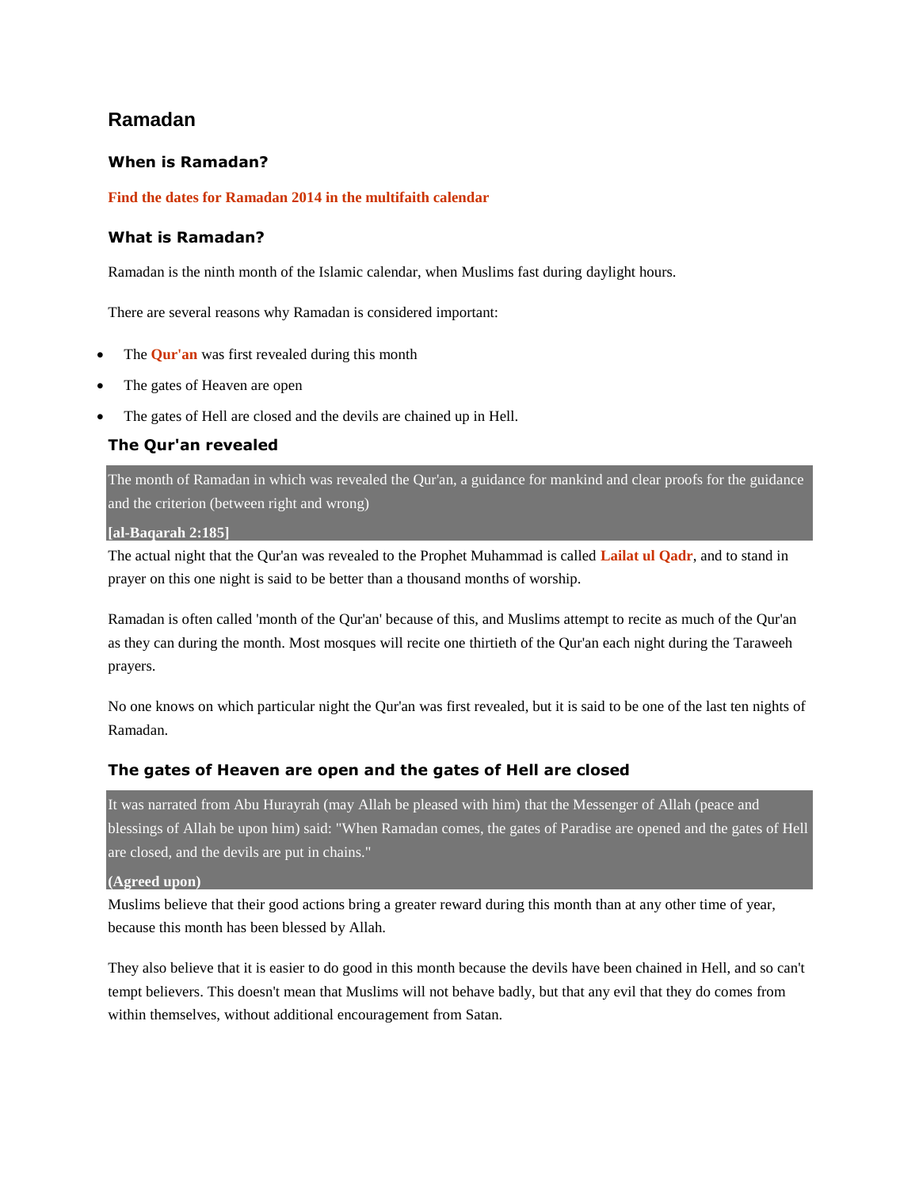# Ramadan

## When is Ramadan?

**Find the dates for Ramadan 2014 in the multifaith calendar**

## What is Ramadan?

Ramadan is the ninth month of the Islamic calendar, when Muslims fast during daylight hours.

There are several reasons why Ramadan is considered important:

- The **Qur'an** was first revealed during this month
- The gates of Heaven are open
- The gates of Hell are closed and the devils are chained up in Hell.

## The Qur'an revealed

> The month of Ramadan in which was revealed the Qur'an, a guidance for mankind and clear proofs for the guidance and the criterion (between right and wrong)
>
> **[al-Baqarah 2:185]**

The actual night that the Qur'an was revealed to the Prophet Muhammad is called **Lailat ul Qadr**, and to stand in prayer on this one night is said to be better than a thousand months of worship.

Ramadan is often called 'month of the Qur'an' because of this, and Muslims attempt to recite as much of the Qur'an as they can during the month. Most mosques will recite one thirtieth of the Qur'an each night during the Taraweeh prayers.

No one knows on which particular night the Qur'an was first revealed, but it is said to be one of the last ten nights of Ramadan.

## The gates of Heaven are open and the gates of Hell are closed

> It was narrated from Abu Hurayrah (may Allah be pleased with him) that the Messenger of Allah (peace and blessings of Allah be upon him) said: "When Ramadan comes, the gates of Paradise are opened and the gates of Hell are closed, and the devils are put in chains."
>
> **(Agreed upon)**

Muslims believe that their good actions bring a greater reward during this month than at any other time of year, because this month has been blessed by Allah.

They also believe that it is easier to do good in this month because the devils have been chained in Hell, and so can't tempt believers. This doesn't mean that Muslims will not behave badly, but that any evil that they do comes from within themselves, without additional encouragement from Satan.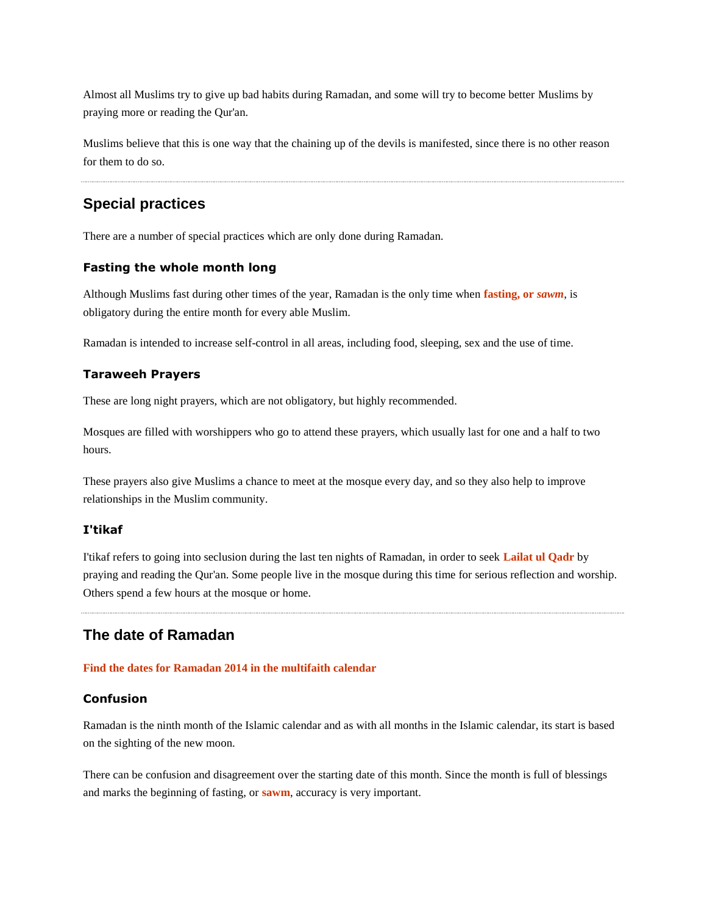Almost all Muslims try to give up bad habits during Ramadan, and some will try to become better Muslims by praying more or reading the Qur'an.

Muslims believe that this is one way that the chaining up of the devils is manifested, since there is no other reason for them to do so.

---

## Special practices

There are a number of special practices which are only done during Ramadan.

### Fasting the whole month long

Although Muslims fast during other times of the year, Ramadan is the only time when **fasting, or *sawm***, is obligatory during the entire month for every able Muslim.

Ramadan is intended to increase self-control in all areas, including food, sleeping, sex and the use of time.

### Taraweeh Prayers

These are long night prayers, which are not obligatory, but highly recommended.

Mosques are filled with worshippers who go to attend these prayers, which usually last for one and a half to two hours.

These prayers also give Muslims a chance to meet at the mosque every day, and so they also help to improve relationships in the Muslim community.

### I'tikaf

I'tikaf refers to going into seclusion during the last ten nights of Ramadan, in order to seek **Lailat ul Qadr** by praying and reading the Qur'an. Some people live in the mosque during this time for serious reflection and worship. Others spend a few hours at the mosque or home.

---

## The date of Ramadan

**Find the dates for Ramadan 2014 in the multifaith calendar**

### Confusion

Ramadan is the ninth month of the Islamic calendar and as with all months in the Islamic calendar, its start is based on the sighting of the new moon.

There can be confusion and disagreement over the starting date of this month. Since the month is full of blessings and marks the beginning of fasting, or **sawm**, accuracy is very important.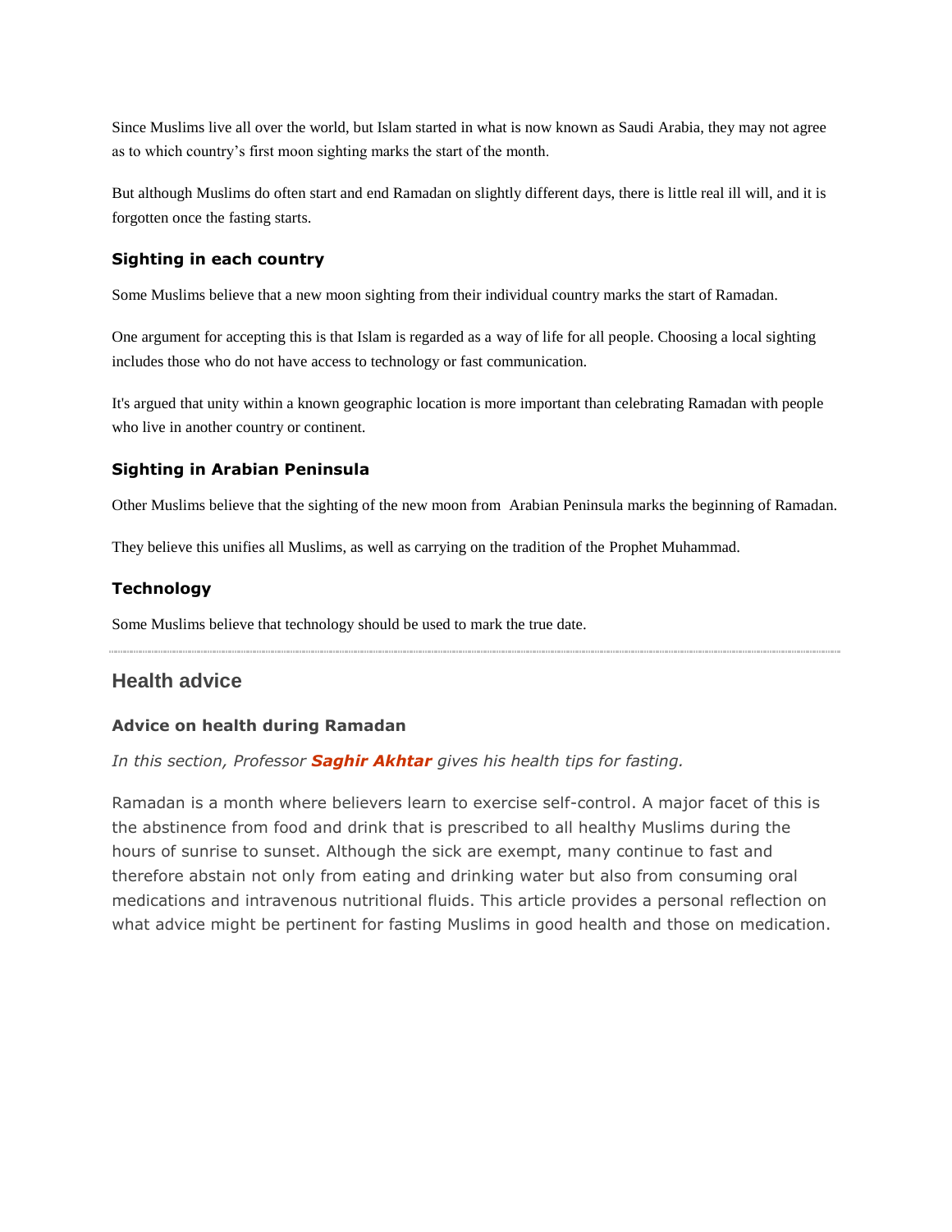Since Muslims live all over the world, but Islam started in what is now known as Saudi Arabia, they may not agree as to which country's first moon sighting marks the start of the month.

But although Muslims do often start and end Ramadan on slightly different days, there is little real ill will, and it is forgotten once the fasting starts.

### Sighting in each country

Some Muslims believe that a new moon sighting from their individual country marks the start of Ramadan.

One argument for accepting this is that Islam is regarded as a way of life for all people. Choosing a local sighting includes those who do not have access to technology or fast communication.

It's argued that unity within a known geographic location is more important than celebrating Ramadan with people who live in another country or continent.

### Sighting in Arabian Peninsula

Other Muslims believe that the sighting of the new moon from Arabian Peninsula marks the beginning of Ramadan.

They believe this unifies all Muslims, as well as carrying on the tradition of the Prophet Muhammad.

### Technology

Some Muslims believe that technology should be used to mark the true date.

---

## Health advice

### Advice on health during Ramadan

*In this section, Professor **Saghir Akhtar** gives his health tips for fasting.*

Ramadan is a month where believers learn to exercise self-control. A major facet of this is the abstinence from food and drink that is prescribed to all healthy Muslims during the hours of sunrise to sunset. Although the sick are exempt, many continue to fast and therefore abstain not only from eating and drinking water but also from consuming oral medications and intravenous nutritional fluids. This article provides a personal reflection on what advice might be pertinent for fasting Muslims in good health and those on medication.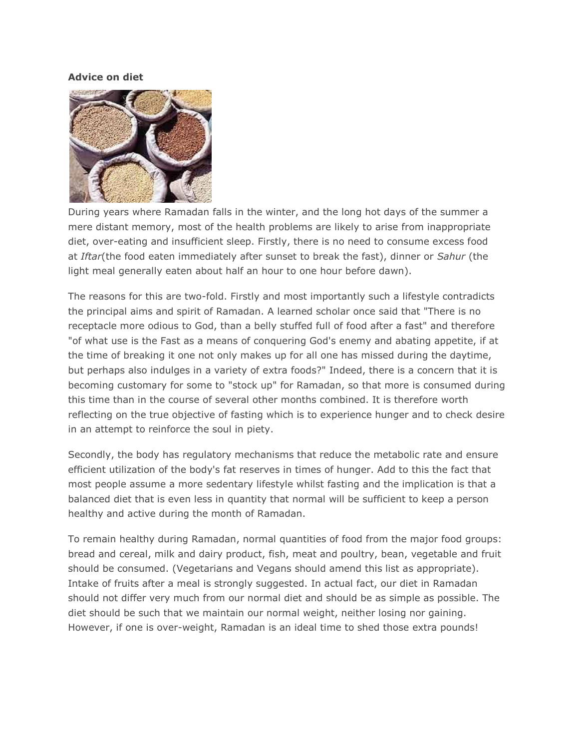**Advice on diet**

During years where Ramadan falls in the winter, and the long hot days of the summer a mere distant memory, most of the health problems are likely to arise from inappropriate diet, over-eating and insufficient sleep. Firstly, there is no need to consume excess food at *Iftar*(the food eaten immediately after sunset to break the fast), dinner or *Sahur* (the light meal generally eaten about half an hour to one hour before dawn).

The reasons for this are two-fold. Firstly and most importantly such a lifestyle contradicts the principal aims and spirit of Ramadan. A learned scholar once said that "There is no receptacle more odious to God, than a belly stuffed full of food after a fast" and therefore "of what use is the Fast as a means of conquering God's enemy and abating appetite, if at the time of breaking it one not only makes up for all one has missed during the daytime, but perhaps also indulges in a variety of extra foods?" Indeed, there is a concern that it is becoming customary for some to "stock up" for Ramadan, so that more is consumed during this time than in the course of several other months combined. It is therefore worth reflecting on the true objective of fasting which is to experience hunger and to check desire in an attempt to reinforce the soul in piety.

Secondly, the body has regulatory mechanisms that reduce the metabolic rate and ensure efficient utilization of the body's fat reserves in times of hunger. Add to this the fact that most people assume a more sedentary lifestyle whilst fasting and the implication is that a balanced diet that is even less in quantity that normal will be sufficient to keep a person healthy and active during the month of Ramadan.

To remain healthy during Ramadan, normal quantities of food from the major food groups: bread and cereal, milk and dairy product, fish, meat and poultry, bean, vegetable and fruit should be consumed. (Vegetarians and Vegans should amend this list as appropriate). Intake of fruits after a meal is strongly suggested. In actual fact, our diet in Ramadan should not differ very much from our normal diet and should be as simple as possible. The diet should be such that we maintain our normal weight, neither losing nor gaining. However, if one is over-weight, Ramadan is an ideal time to shed those extra pounds!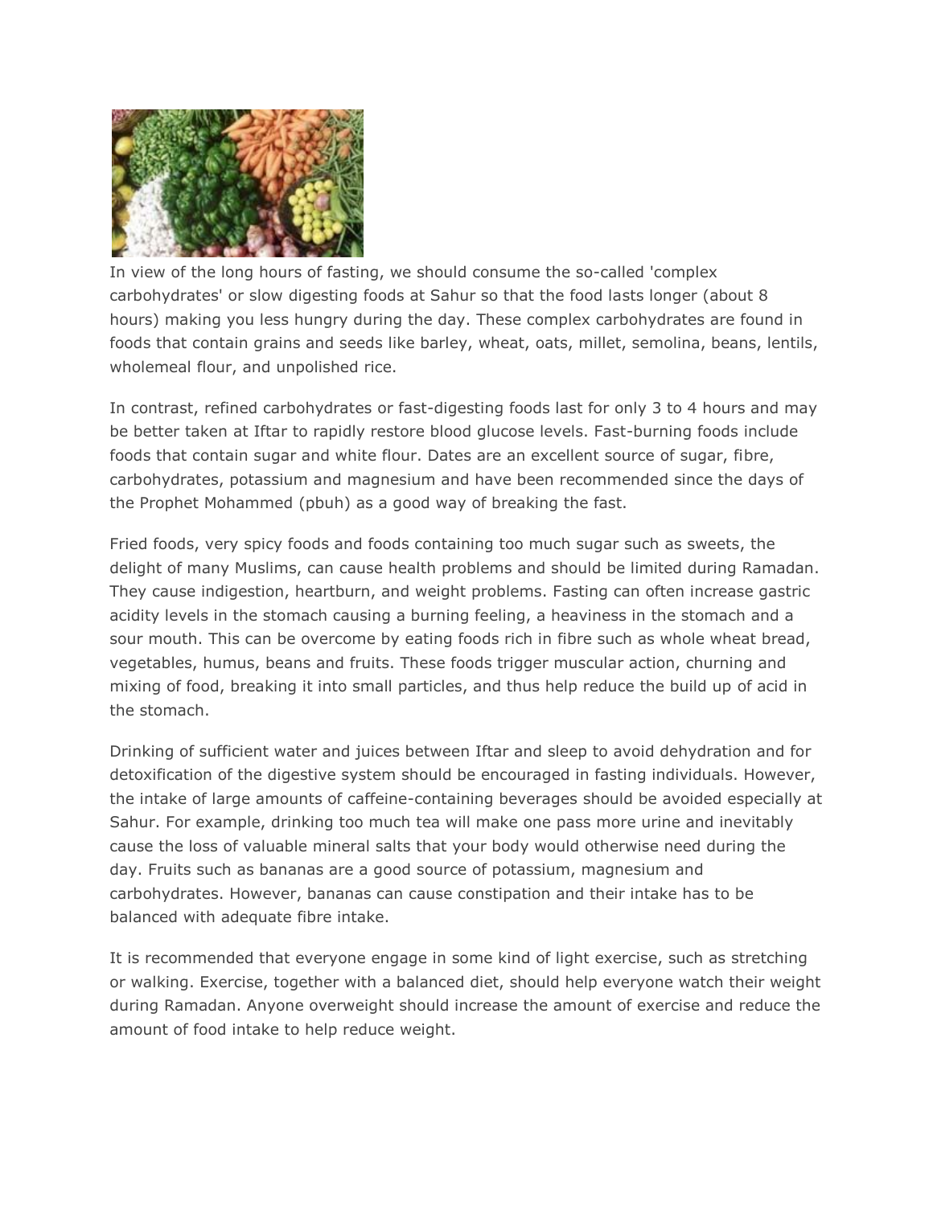In view of the long hours of fasting, we should consume the so-called 'complex carbohydrates' or slow digesting foods at Sahur so that the food lasts longer (about 8 hours) making you less hungry during the day. These complex carbohydrates are found in foods that contain grains and seeds like barley, wheat, oats, millet, semolina, beans, lentils, wholemeal flour, and unpolished rice.

In contrast, refined carbohydrates or fast-digesting foods last for only 3 to 4 hours and may be better taken at Iftar to rapidly restore blood glucose levels. Fast-burning foods include foods that contain sugar and white flour. Dates are an excellent source of sugar, fibre, carbohydrates, potassium and magnesium and have been recommended since the days of the Prophet Mohammed (pbuh) as a good way of breaking the fast.

Fried foods, very spicy foods and foods containing too much sugar such as sweets, the delight of many Muslims, can cause health problems and should be limited during Ramadan. They cause indigestion, heartburn, and weight problems. Fasting can often increase gastric acidity levels in the stomach causing a burning feeling, a heaviness in the stomach and a sour mouth. This can be overcome by eating foods rich in fibre such as whole wheat bread, vegetables, humus, beans and fruits. These foods trigger muscular action, churning and mixing of food, breaking it into small particles, and thus help reduce the build up of acid in the stomach.

Drinking of sufficient water and juices between Iftar and sleep to avoid dehydration and for detoxification of the digestive system should be encouraged in fasting individuals. However, the intake of large amounts of caffeine-containing beverages should be avoided especially at Sahur. For example, drinking too much tea will make one pass more urine and inevitably cause the loss of valuable mineral salts that your body would otherwise need during the day. Fruits such as bananas are a good source of potassium, magnesium and carbohydrates. However, bananas can cause constipation and their intake has to be balanced with adequate fibre intake.

It is recommended that everyone engage in some kind of light exercise, such as stretching or walking. Exercise, together with a balanced diet, should help everyone watch their weight during Ramadan. Anyone overweight should increase the amount of exercise and reduce the amount of food intake to help reduce weight.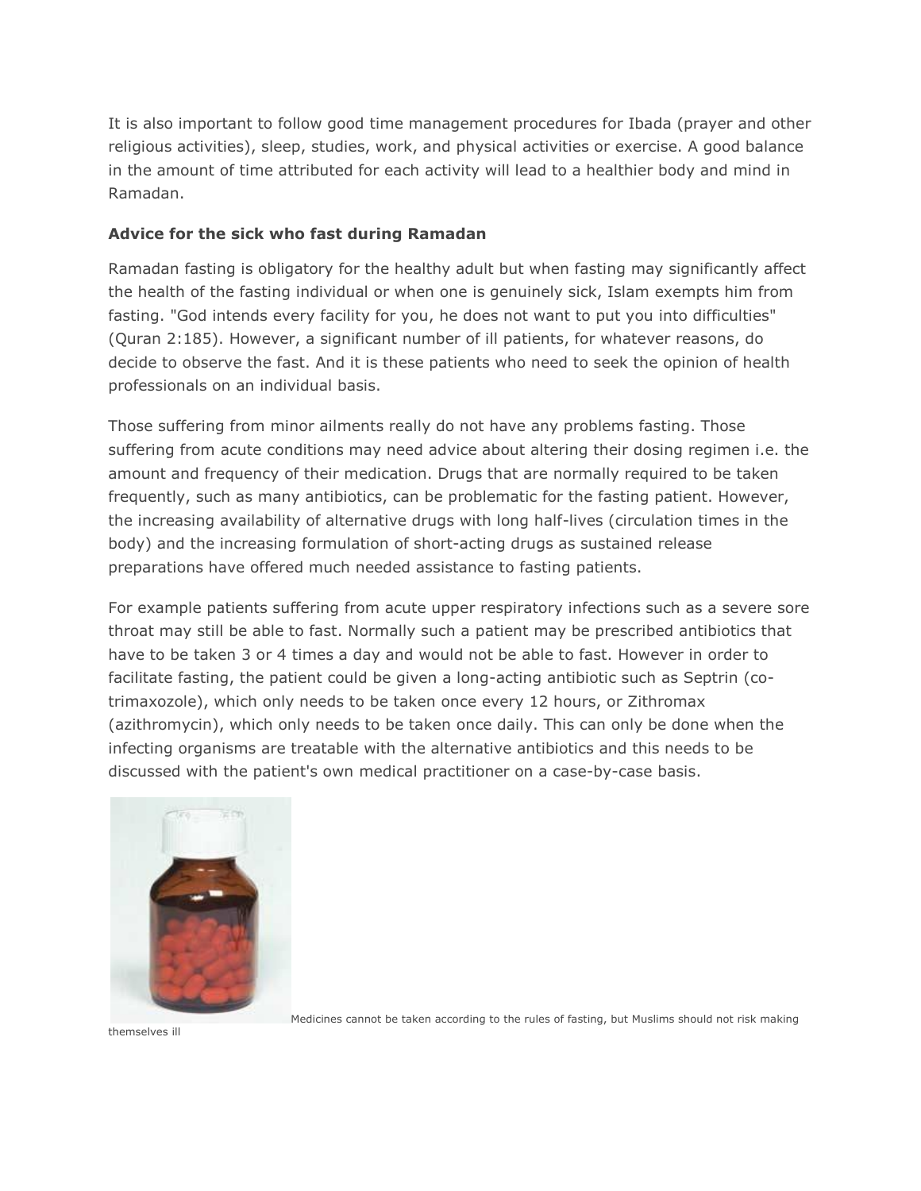It is also important to follow good time management procedures for Ibada (prayer and other religious activities), sleep, studies, work, and physical activities or exercise. A good balance in the amount of time attributed for each activity will lead to a healthier body and mind in Ramadan.

**Advice for the sick who fast during Ramadan**

Ramadan fasting is obligatory for the healthy adult but when fasting may significantly affect the health of the fasting individual or when one is genuinely sick, Islam exempts him from fasting. "God intends every facility for you, he does not want to put you into difficulties" (Quran 2:185). However, a significant number of ill patients, for whatever reasons, do decide to observe the fast. And it is these patients who need to seek the opinion of health professionals on an individual basis.

Those suffering from minor ailments really do not have any problems fasting. Those suffering from acute conditions may need advice about altering their dosing regimen i.e. the amount and frequency of their medication. Drugs that are normally required to be taken frequently, such as many antibiotics, can be problematic for the fasting patient. However, the increasing availability of alternative drugs with long half-lives (circulation times in the body) and the increasing formulation of short-acting drugs as sustained release preparations have offered much needed assistance to fasting patients.

For example patients suffering from acute upper respiratory infections such as a severe sore throat may still be able to fast. Normally such a patient may be prescribed antibiotics that have to be taken 3 or 4 times a day and would not be able to fast. However in order to facilitate fasting, the patient could be given a long-acting antibiotic such as Septrin (co-trimaxozole), which only needs to be taken once every 12 hours, or Zithromax (azithromycin), which only needs to be taken once daily. This can only be done when the infecting organisms are treatable with the alternative antibiotics and this needs to be discussed with the patient's own medical practitioner on a case-by-case basis.

Medicines cannot be taken according to the rules of fasting, but Muslims should not risk making themselves ill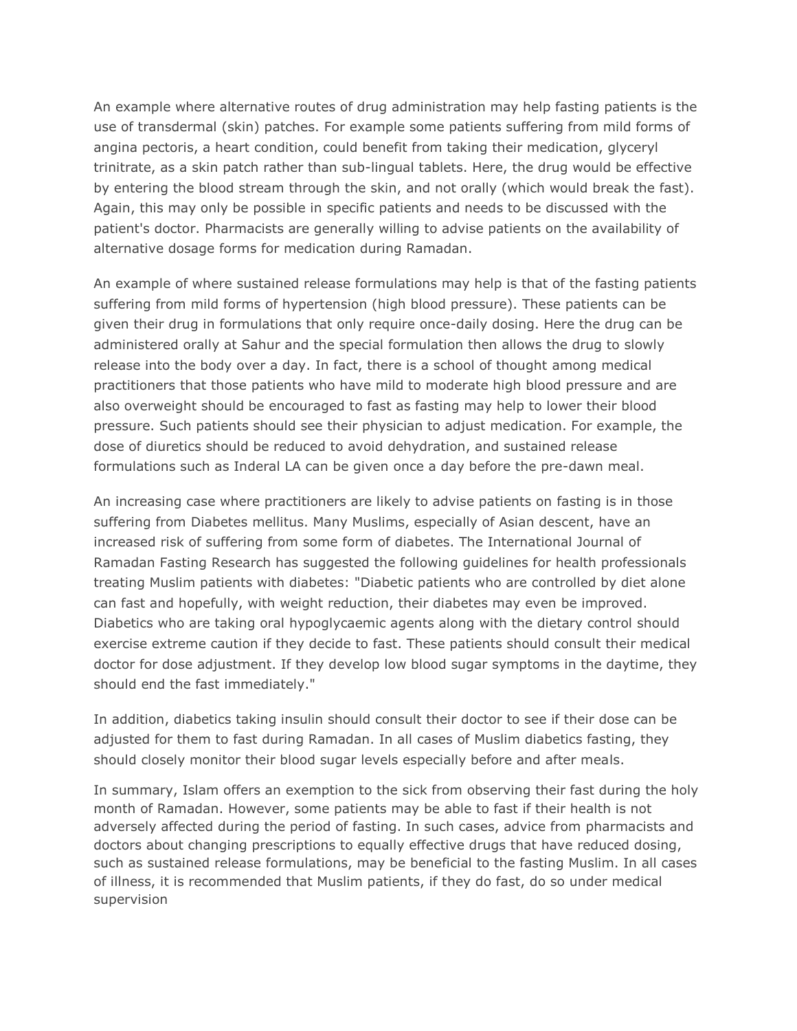An example where alternative routes of drug administration may help fasting patients is the use of transdermal (skin) patches. For example some patients suffering from mild forms of angina pectoris, a heart condition, could benefit from taking their medication, glyceryl trinitrate, as a skin patch rather than sub-lingual tablets. Here, the drug would be effective by entering the blood stream through the skin, and not orally (which would break the fast). Again, this may only be possible in specific patients and needs to be discussed with the patient's doctor. Pharmacists are generally willing to advise patients on the availability of alternative dosage forms for medication during Ramadan.

An example of where sustained release formulations may help is that of the fasting patients suffering from mild forms of hypertension (high blood pressure). These patients can be given their drug in formulations that only require once-daily dosing. Here the drug can be administered orally at Sahur and the special formulation then allows the drug to slowly release into the body over a day. In fact, there is a school of thought among medical practitioners that those patients who have mild to moderate high blood pressure and are also overweight should be encouraged to fast as fasting may help to lower their blood pressure. Such patients should see their physician to adjust medication. For example, the dose of diuretics should be reduced to avoid dehydration, and sustained release formulations such as Inderal LA can be given once a day before the pre-dawn meal.

An increasing case where practitioners are likely to advise patients on fasting is in those suffering from Diabetes mellitus. Many Muslims, especially of Asian descent, have an increased risk of suffering from some form of diabetes. The International Journal of Ramadan Fasting Research has suggested the following guidelines for health professionals treating Muslim patients with diabetes: "Diabetic patients who are controlled by diet alone can fast and hopefully, with weight reduction, their diabetes may even be improved. Diabetics who are taking oral hypoglycaemic agents along with the dietary control should exercise extreme caution if they decide to fast. These patients should consult their medical doctor for dose adjustment. If they develop low blood sugar symptoms in the daytime, they should end the fast immediately."

In addition, diabetics taking insulin should consult their doctor to see if their dose can be adjusted for them to fast during Ramadan. In all cases of Muslim diabetics fasting, they should closely monitor their blood sugar levels especially before and after meals.

In summary, Islam offers an exemption to the sick from observing their fast during the holy month of Ramadan. However, some patients may be able to fast if their health is not adversely affected during the period of fasting. In such cases, advice from pharmacists and doctors about changing prescriptions to equally effective drugs that have reduced dosing, such as sustained release formulations, may be beneficial to the fasting Muslim. In all cases of illness, it is recommended that Muslim patients, if they do fast, do so under medical supervision